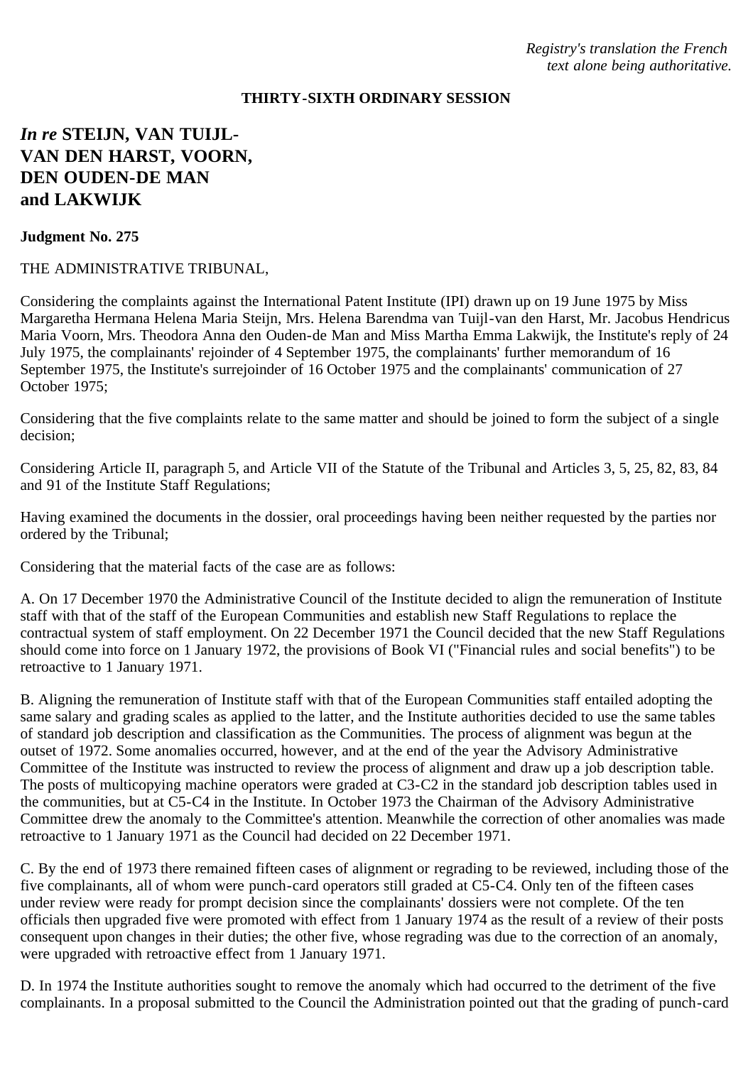*Registry's translation the French text alone being authoritative.*

**THIRTY-SIXTH ORDINARY SESSION**

# *In re* STEIJN, VAN TUIJL-VAN DEN HARST, VOORN, DEN OUDEN-DE MAN and LAKWIJK

**Judgment No. 275**

THE ADMINISTRATIVE TRIBUNAL,

Considering the complaints against the International Patent Institute (IPI) drawn up on 19 June 1975 by Miss Margaretha Hermana Helena Maria Steijn, Mrs. Helena Barendma van Tuijl-van den Harst, Mr. Jacobus Hendricus Maria Voorn, Mrs. Theodora Anna den Ouden-de Man and Miss Martha Emma Lakwijk, the Institute's reply of 24 July 1975, the complainants' rejoinder of 4 September 1975, the complainants' further memorandum of 16 September 1975, the Institute's surrejoinder of 16 October 1975 and the complainants' communication of 27 October 1975;

Considering that the five complaints relate to the same matter and should be joined to form the subject of a single decision;

Considering Article II, paragraph 5, and Article VII of the Statute of the Tribunal and Articles 3, 5, 25, 82, 83, 84 and 91 of the Institute Staff Regulations;

Having examined the documents in the dossier, oral proceedings having been neither requested by the parties nor ordered by the Tribunal;

Considering that the material facts of the case are as follows:

A. On 17 December 1970 the Administrative Council of the Institute decided to align the remuneration of Institute staff with that of the staff of the European Communities and establish new Staff Regulations to replace the contractual system of staff employment. On 22 December 1971 the Council decided that the new Staff Regulations should come into force on 1 January 1972, the provisions of Book VI ("Financial rules and social benefits") to be retroactive to 1 January 1971.

B. Aligning the remuneration of Institute staff with that of the European Communities staff entailed adopting the same salary and grading scales as applied to the latter, and the Institute authorities decided to use the same tables of standard job description and classification as the Communities. The process of alignment was begun at the outset of 1972. Some anomalies occurred, however, and at the end of the year the Advisory Administrative Committee of the Institute was instructed to review the process of alignment and draw up a job description table. The posts of multicopying machine operators were graded at C3-C2 in the standard job description tables used in the communities, but at C5-C4 in the Institute. In October 1973 the Chairman of the Advisory Administrative Committee drew the anomaly to the Committee's attention. Meanwhile the correction of other anomalies was made retroactive to 1 January 1971 as the Council had decided on 22 December 1971.

C. By the end of 1973 there remained fifteen cases of alignment or regrading to be reviewed, including those of the five complainants, all of whom were punch-card operators still graded at C5-C4. Only ten of the fifteen cases under review were ready for prompt decision since the complainants' dossiers were not complete. Of the ten officials then upgraded five were promoted with effect from 1 January 1974 as the result of a review of their posts consequent upon changes in their duties; the other five, whose regrading was due to the correction of an anomaly, were upgraded with retroactive effect from 1 January 1971.

D. In 1974 the Institute authorities sought to remove the anomaly which had occurred to the detriment of the five complainants. In a proposal submitted to the Council the Administration pointed out that the grading of punch-card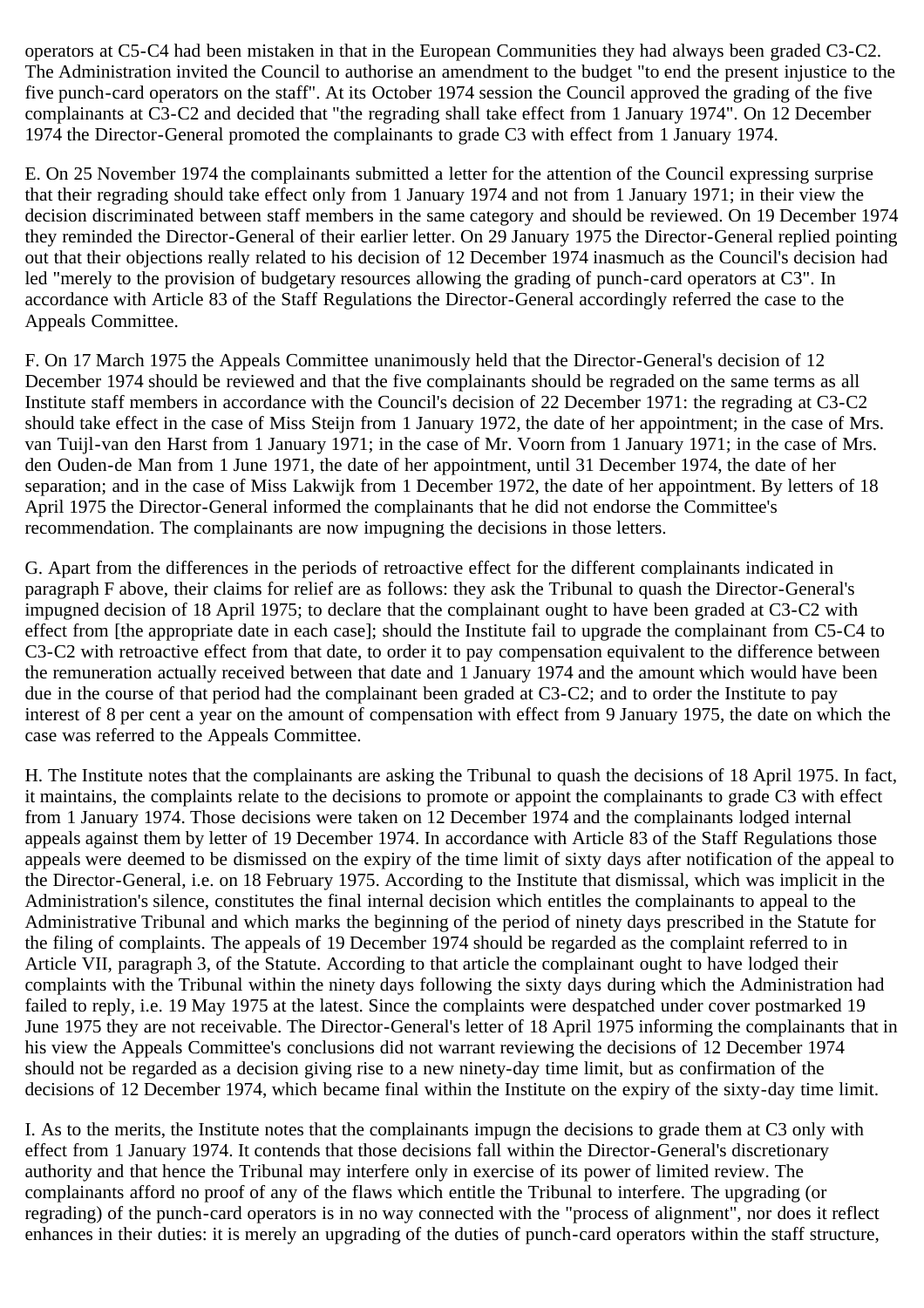operators at C5-C4 had been mistaken in that in the European Communities they had always been graded C3-C2. The Administration invited the Council to authorise an amendment to the budget "to end the present injustice to the five punch-card operators on the staff". At its October 1974 session the Council approved the grading of the five complainants at C3-C2 and decided that "the regrading shall take effect from 1 January 1974". On 12 December 1974 the Director-General promoted the complainants to grade C3 with effect from 1 January 1974.

E. On 25 November 1974 the complainants submitted a letter for the attention of the Council expressing surprise that their regrading should take effect only from 1 January 1974 and not from 1 January 1971; in their view the decision discriminated between staff members in the same category and should be reviewed. On 19 December 1974 they reminded the Director-General of their earlier letter. On 29 January 1975 the Director-General replied pointing out that their objections really related to his decision of 12 December 1974 inasmuch as the Council's decision had led "merely to the provision of budgetary resources allowing the grading of punch-card operators at C3". In accordance with Article 83 of the Staff Regulations the Director-General accordingly referred the case to the Appeals Committee.

F. On 17 March 1975 the Appeals Committee unanimously held that the Director-General's decision of 12 December 1974 should be reviewed and that the five complainants should be regraded on the same terms as all Institute staff members in accordance with the Council's decision of 22 December 1971: the regrading at C3-C2 should take effect in the case of Miss Steijn from 1 January 1972, the date of her appointment; in the case of Mrs. van Tuijl-van den Harst from 1 January 1971; in the case of Mr. Voorn from 1 January 1971; in the case of Mrs. den Ouden-de Man from 1 June 1971, the date of her appointment, until 31 December 1974, the date of her separation; and in the case of Miss Lakwijk from 1 December 1972, the date of her appointment. By letters of 18 April 1975 the Director-General informed the complainants that he did not endorse the Committee's recommendation. The complainants are now impugning the decisions in those letters.

G. Apart from the differences in the periods of retroactive effect for the different complainants indicated in paragraph F above, their claims for relief are as follows: they ask the Tribunal to quash the Director-General's impugned decision of 18 April 1975; to declare that the complainant ought to have been graded at C3-C2 with effect from [the appropriate date in each case]; should the Institute fail to upgrade the complainant from C5-C4 to C3-C2 with retroactive effect from that date, to order it to pay compensation equivalent to the difference between the remuneration actually received between that date and 1 January 1974 and the amount which would have been due in the course of that period had the complainant been graded at C3-C2; and to order the Institute to pay interest of 8 per cent a year on the amount of compensation with effect from 9 January 1975, the date on which the case was referred to the Appeals Committee.

H. The Institute notes that the complainants are asking the Tribunal to quash the decisions of 18 April 1975. In fact, it maintains, the complaints relate to the decisions to promote or appoint the complainants to grade C3 with effect from 1 January 1974. Those decisions were taken on 12 December 1974 and the complainants lodged internal appeals against them by letter of 19 December 1974. In accordance with Article 83 of the Staff Regulations those appeals were deemed to be dismissed on the expiry of the time limit of sixty days after notification of the appeal to the Director-General, i.e. on 18 February 1975. According to the Institute that dismissal, which was implicit in the Administration's silence, constitutes the final internal decision which entitles the complainants to appeal to the Administrative Tribunal and which marks the beginning of the period of ninety days prescribed in the Statute for the filing of complaints. The appeals of 19 December 1974 should be regarded as the complaint referred to in Article VII, paragraph 3, of the Statute. According to that article the complainant ought to have lodged their complaints with the Tribunal within the ninety days following the sixty days during which the Administration had failed to reply, i.e. 19 May 1975 at the latest. Since the complaints were despatched under cover postmarked 19 June 1975 they are not receivable. The Director-General's letter of 18 April 1975 informing the complainants that in his view the Appeals Committee's conclusions did not warrant reviewing the decisions of 12 December 1974 should not be regarded as a decision giving rise to a new ninety-day time limit, but as confirmation of the decisions of 12 December 1974, which became final within the Institute on the expiry of the sixty-day time limit.

I. As to the merits, the Institute notes that the complainants impugn the decisions to grade them at C3 only with effect from 1 January 1974. It contends that those decisions fall within the Director-General's discretionary authority and that hence the Tribunal may interfere only in exercise of its power of limited review. The complainants afford no proof of any of the flaws which entitle the Tribunal to interfere. The upgrading (or regrading) of the punch-card operators is in no way connected with the "process of alignment", nor does it reflect enhances in their duties: it is merely an upgrading of the duties of punch-card operators within the staff structure,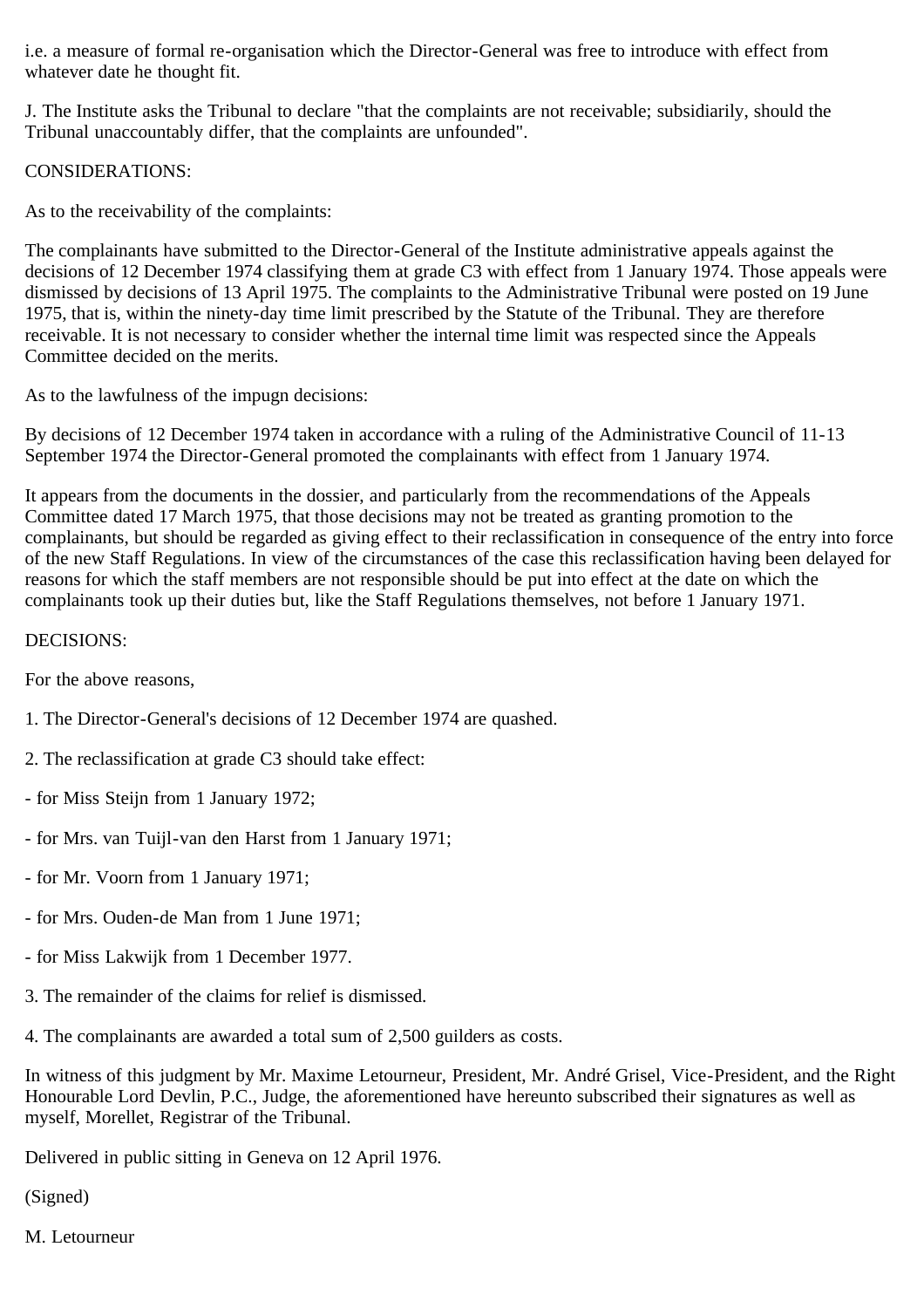i.e. a measure of formal re-organisation which the Director-General was free to introduce with effect from whatever date he thought fit.

J. The Institute asks the Tribunal to declare "that the complaints are not receivable; subsidiarily, should the Tribunal unaccountably differ, that the complaints are unfounded".

CONSIDERATIONS:

As to the receivability of the complaints:

The complainants have submitted to the Director-General of the Institute administrative appeals against the decisions of 12 December 1974 classifying them at grade C3 with effect from 1 January 1974. Those appeals were dismissed by decisions of 13 April 1975. The complaints to the Administrative Tribunal were posted on 19 June 1975, that is, within the ninety-day time limit prescribed by the Statute of the Tribunal. They are therefore receivable. It is not necessary to consider whether the internal time limit was respected since the Appeals Committee decided on the merits.

As to the lawfulness of the impugn decisions:

By decisions of 12 December 1974 taken in accordance with a ruling of the Administrative Council of 11-13 September 1974 the Director-General promoted the complainants with effect from 1 January 1974.

It appears from the documents in the dossier, and particularly from the recommendations of the Appeals Committee dated 17 March 1975, that those decisions may not be treated as granting promotion to the complainants, but should be regarded as giving effect to their reclassification in consequence of the entry into force of the new Staff Regulations. In view of the circumstances of the case this reclassification having been delayed for reasons for which the staff members are not responsible should be put into effect at the date on which the complainants took up their duties but, like the Staff Regulations themselves, not before 1 January 1971.

DECISIONS:

For the above reasons,

1. The Director-General's decisions of 12 December 1974 are quashed.

2. The reclassification at grade C3 should take effect:

- for Miss Steijn from 1 January 1972;

- for Mrs. van Tuijl-van den Harst from 1 January 1971;

- for Mr. Voorn from 1 January 1971;

- for Mrs. Ouden-de Man from 1 June 1971;

- for Miss Lakwijk from 1 December 1977.

3. The remainder of the claims for relief is dismissed.

4. The complainants are awarded a total sum of 2,500 guilders as costs.

In witness of this judgment by Mr. Maxime Letourneur, President, Mr. André Grisel, Vice-President, and the Right Honourable Lord Devlin, P.C., Judge, the aforementioned have hereunto subscribed their signatures as well as myself, Morellet, Registrar of the Tribunal.

Delivered in public sitting in Geneva on 12 April 1976.

(Signed)

M. Letourneur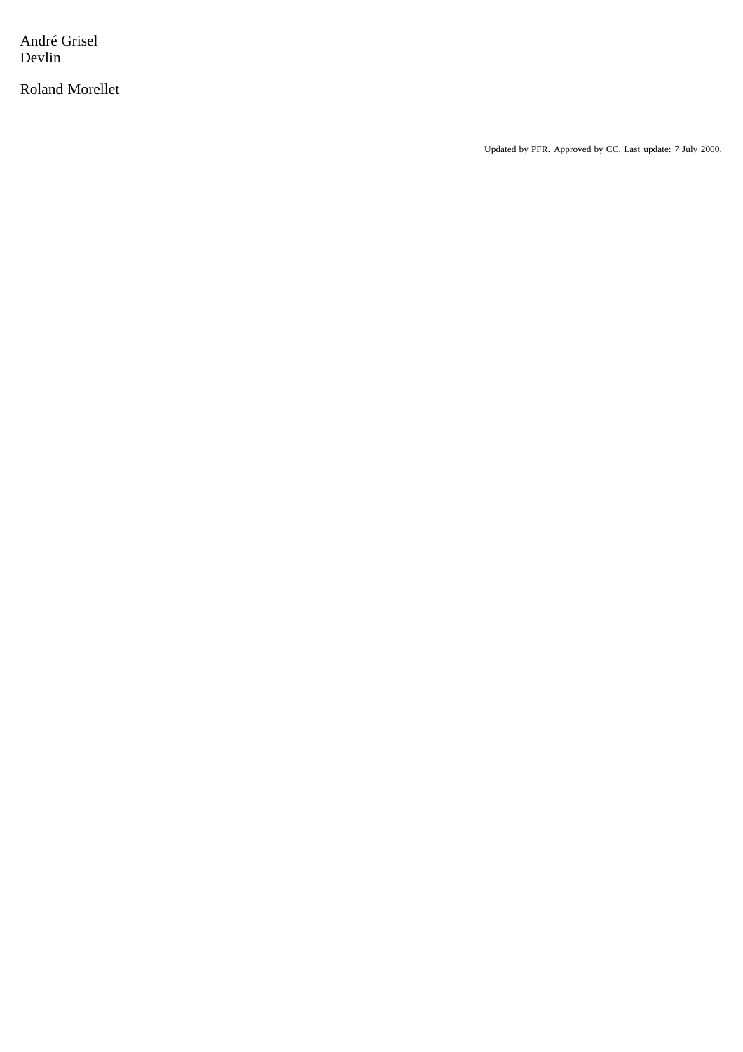André Grisel
Devlin

Roland Morellet

Updated by PFR. Approved by CC. Last update: 7 July 2000.